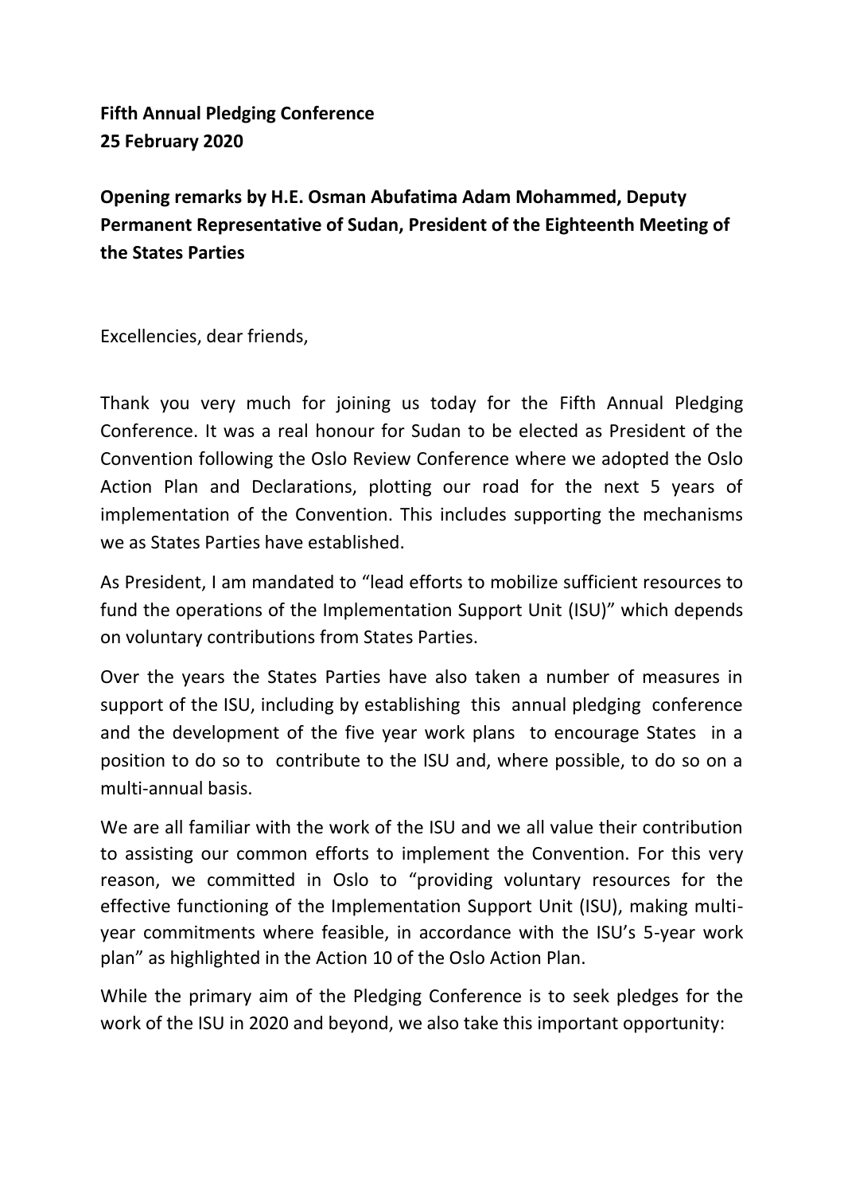**Fifth Annual Pledging Conference**
**25 February 2020**

**Opening remarks by H.E. Osman Abufatima Adam Mohammed, Deputy Permanent Representative of Sudan, President of the Eighteenth Meeting of the States Parties**

Excellencies, dear friends,

Thank you very much for joining us today for the Fifth Annual Pledging Conference. It was a real honour for Sudan to be elected as President of the Convention following the Oslo Review Conference where we adopted the Oslo Action Plan and Declarations, plotting our road for the next 5 years of implementation of the Convention. This includes supporting the mechanisms we as States Parties have established.

As President, I am mandated to "lead efforts to mobilize sufficient resources to fund the operations of the Implementation Support Unit (ISU)" which depends on voluntary contributions from States Parties.

Over the years the States Parties have also taken a number of measures in support of the ISU, including by establishing this annual pledging conference and the development of the five year work plans to encourage States in a position to do so to contribute to the ISU and, where possible, to do so on a multi-annual basis.

We are all familiar with the work of the ISU and we all value their contribution to assisting our common efforts to implement the Convention. For this very reason, we committed in Oslo to "providing voluntary resources for the effective functioning of the Implementation Support Unit (ISU), making multi-year commitments where feasible, in accordance with the ISU's 5-year work plan" as highlighted in the Action 10 of the Oslo Action Plan.

While the primary aim of the Pledging Conference is to seek pledges for the work of the ISU in 2020 and beyond, we also take this important opportunity: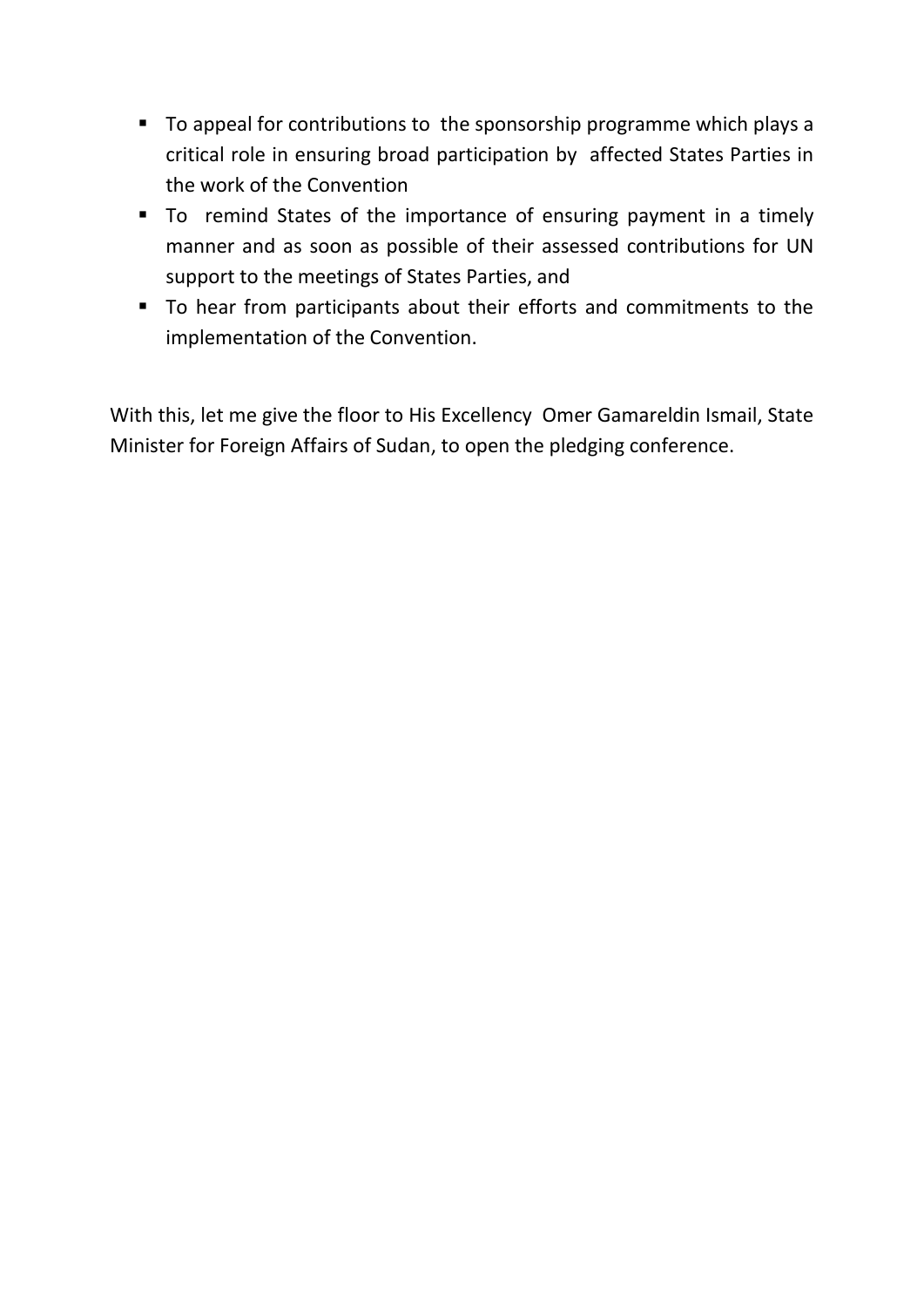- To appeal for contributions to the sponsorship programme which plays a critical role in ensuring broad participation by affected States Parties in the work of the Convention
- To remind States of the importance of ensuring payment in a timely manner and as soon as possible of their assessed contributions for UN support to the meetings of States Parties, and
- To hear from participants about their efforts and commitments to the implementation of the Convention.

With this, let me give the floor to His Excellency Omer Gamareldin Ismail, State Minister for Foreign Affairs of Sudan, to open the pledging conference.